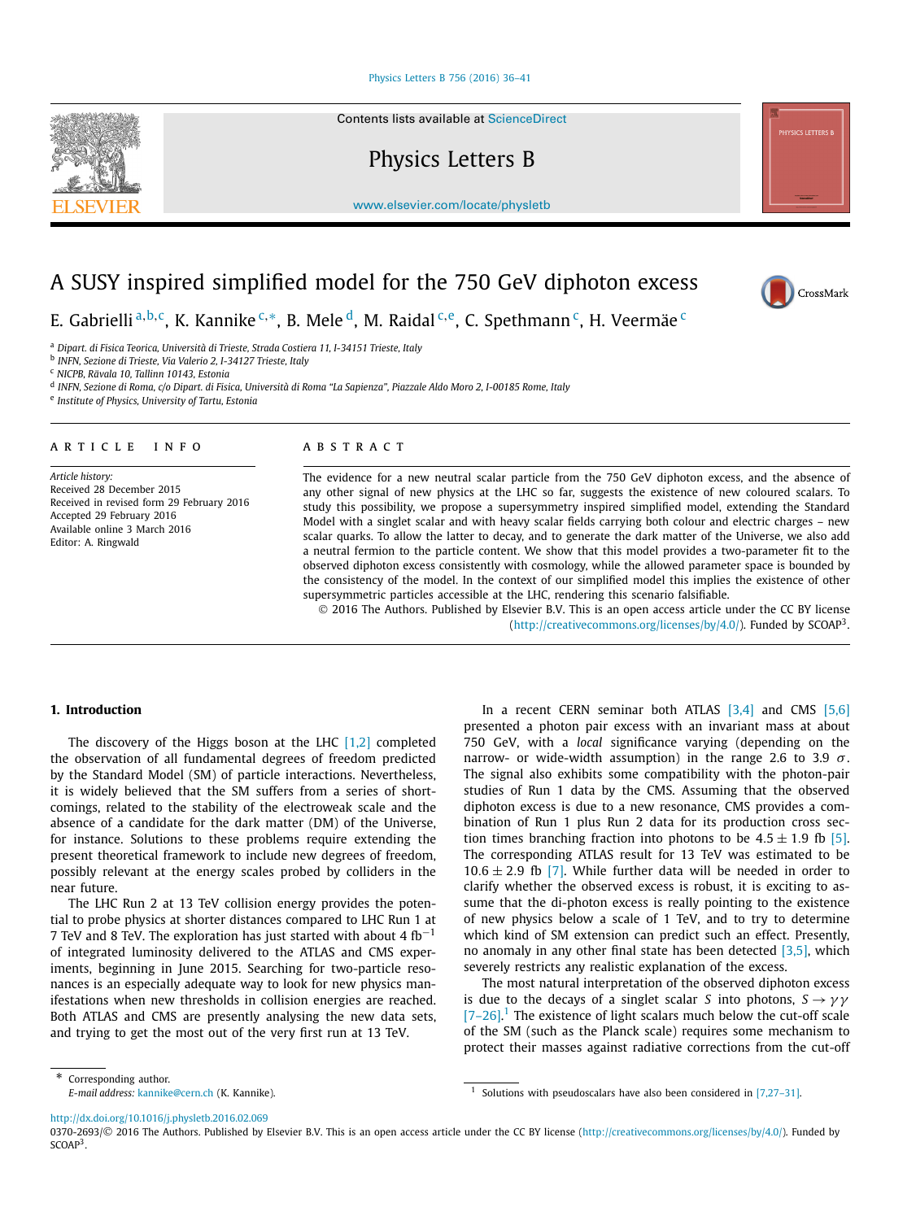# A SUSY inspired simplified model for the 750 GeV diphoton excess

E. Gabrielli[a,b,c], K. Kannike[c,*], B. Mele[d], M. Raidal[c,e], C. Spethmann[c], H. Veermäe[c]

[a] Dipart. di Fisica Teorica, Università di Trieste, Strada Costiera 11, I-34151 Trieste, Italy
[b] INFN, Sezione di Trieste, Via Valerio 2, I-34127 Trieste, Italy
[c] NICPB, Rävala 10, Tallinn 10143, Estonia
[d] INFN, Sezione di Roma, c/o Dipart. di Fisica, Università di Roma "La Sapienza", Piazzale Aldo Moro 2, I-00185 Rome, Italy
[e] Institute of Physics, University of Tartu, Estonia

## ARTICLE INFO

*Article history:*
Received 28 December 2015
Received in revised form 29 February 2016
Accepted 29 February 2016
Available online 3 March 2016
Editor: A. Ringwald

## ABSTRACT

The evidence for a new neutral scalar particle from the 750 GeV diphoton excess, and the absence of any other signal of new physics at the LHC so far, suggests the existence of new coloured scalars. To study this possibility, we propose a supersymmetry inspired simplified model, extending the Standard Model with a singlet scalar and with heavy scalar fields carrying both colour and electric charges – new scalar quarks. To allow the latter to decay, and to generate the dark matter of the Universe, we also add a neutral fermion to the particle content. We show that this model provides a two-parameter fit to the observed diphoton excess consistently with cosmology, while the allowed parameter space is bounded by the consistency of the model. In the context of our simplified model this implies the existence of other supersymmetric particles accessible at the LHC, rendering this scenario falsifiable.

© 2016 The Authors. Published by Elsevier B.V. This is an open access article under the CC BY license (http://creativecommons.org/licenses/by/4.0/). Funded by SCOAP[3].

## 1. Introduction

The discovery of the Higgs boson at the LHC [1,2] completed the observation of all fundamental degrees of freedom predicted by the Standard Model (SM) of particle interactions. Nevertheless, it is widely believed that the SM suffers from a series of shortcomings, related to the stability of the electroweak scale and the absence of a candidate for the dark matter (DM) of the Universe, for instance. Solutions to these problems require extending the present theoretical framework to include new degrees of freedom, possibly relevant at the energy scales probed by colliders in the near future.

The LHC Run 2 at 13 TeV collision energy provides the potential to probe physics at shorter distances compared to LHC Run 1 at 7 TeV and 8 TeV. The exploration has just started with about 4 $\text{fb}^{-1}$ of integrated luminosity delivered to the ATLAS and CMS experiments, beginning in June 2015. Searching for two-particle resonances is an especially adequate way to look for new physics manifestations when new thresholds in collision energies are reached. Both ATLAS and CMS are presently analysing the new data sets, and trying to get the most out of the very first run at 13 TeV.

In a recent CERN seminar both ATLAS [3,4] and CMS [5,6] presented a photon pair excess with an invariant mass at about 750 GeV, with a *local* significance varying (depending on the narrow- or wide-width assumption) in the range 2.6 to 3.9 $\sigma$. The signal also exhibits some compatibility with the photon-pair studies of Run 1 data by the CMS. Assuming that the observed diphoton excess is due to a new resonance, CMS provides a combination of Run 1 plus Run 2 data for its production cross section times branching fraction into photons to be $4.5 \pm 1.9$ fb [5]. The corresponding ATLAS result for 13 TeV was estimated to be $10.6 \pm 2.9$ fb [7]. While further data will be needed in order to clarify whether the observed excess is robust, it is exciting to assume that the di-photon excess is really pointing to the existence of new physics below a scale of 1 TeV, and to try to determine which kind of SM extension can predict such an effect. Presently, no anomaly in any other final state has been detected [3,5], which severely restricts any realistic explanation of the excess.

The most natural interpretation of the observed diphoton excess is due to the decays of a singlet scalar $S$ into photons, $S \to \gamma\gamma$ [7–26].[1] The existence of light scalars much below the cut-off scale of the SM (such as the Planck scale) requires some mechanism to protect their masses against radiative corrections from the cut-off

\* Corresponding author.
*E-mail address:* kannike@cern.ch (K. Kannike).

[1] Solutions with pseudoscalars have also been considered in [7,27–31].

http://dx.doi.org/10.1016/j.physletb.2016.02.069
0370-2693/© 2016 The Authors. Published by Elsevier B.V. This is an open access article under the CC BY license (http://creativecommons.org/licenses/by/4.0/). Funded by SCOAP[3].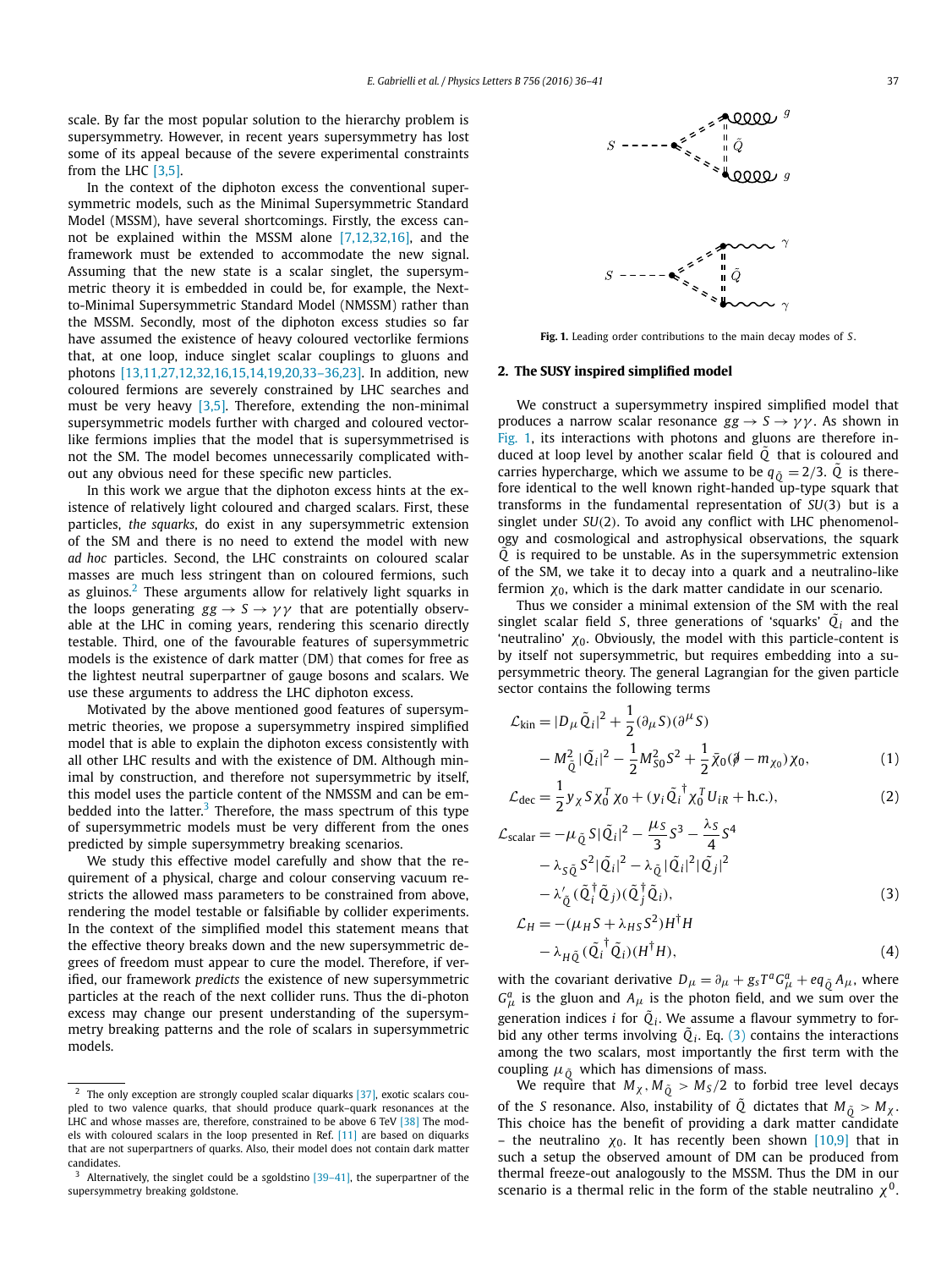scale. By far the most popular solution to the hierarchy problem is supersymmetry. However, in recent years supersymmetry has lost some of its appeal because of the severe experimental constraints from the LHC [3,5].

In the context of the diphoton excess the conventional supersymmetric models, such as the Minimal Supersymmetric Standard Model (MSSM), have several shortcomings. Firstly, the excess cannot be explained within the MSSM alone [7,12,32,16], and the framework must be extended to accommodate the new signal. Assuming that the new state is a scalar singlet, the supersymmetric theory it is embedded in could be, for example, the Next-to-Minimal Supersymmetric Standard Model (NMSSM) rather than the MSSM. Secondly, most of the diphoton excess studies so far have assumed the existence of heavy coloured vectorlike fermions that, at one loop, induce singlet scalar couplings to gluons and photons [13,11,27,12,32,16,15,14,19,20,33–36,23]. In addition, new coloured fermions are severely constrained by LHC searches and must be very heavy [3,5]. Therefore, extending the non-minimal supersymmetric models further with charged and coloured vectorlike fermions implies that the model that is supersymmetrised is not the SM. The model becomes unnecessarily complicated without any obvious need for these specific new particles.

In this work we argue that the diphoton excess hints at the existence of relatively light coloured and charged scalars. First, these particles, *the squarks*, do exist in any supersymmetric extension of the SM and there is no need to extend the model with new *ad hoc* particles. Second, the LHC constraints on coloured scalar masses are much less stringent than on coloured fermions, such as gluinos.[2] These arguments allow for relatively light squarks in the loops generating $gg \to S \to \gamma\gamma$ that are potentially observable at the LHC in coming years, rendering this scenario directly testable. Third, one of the favourable features of supersymmetric models is the existence of dark matter (DM) that comes for free as the lightest neutral superpartner of gauge bosons and scalars. We use these arguments to address the LHC diphoton excess.

Motivated by the above mentioned good features of supersymmetric theories, we propose a supersymmetry inspired simplified model that is able to explain the diphoton excess consistently with all other LHC results and with the existence of DM. Although minimal by construction, and therefore not supersymmetric by itself, this model uses the particle content of the NMSSM and can be embedded into the latter.[3] Therefore, the mass spectrum of this type of supersymmetric models must be very different from the ones predicted by simple supersymmetry breaking scenarios.

We study this effective model carefully and show that the requirement of a physical, charge and colour conserving vacuum restricts the allowed mass parameters to be constrained from above, rendering the model testable or falsifiable by collider experiments. In the context of the simplified model this statement means that the effective theory breaks down and the new supersymmetric degrees of freedom must appear to cure the model. Therefore, if verified, our framework *predicts* the existence of new supersymmetric particles at the reach of the next collider runs. Thus the di-photon excess may change our present understanding of the supersymmetry breaking patterns and the role of scalars in supersymmetric models.

[2] The only exception are strongly coupled scalar diquarks [37], exotic scalars coupled to two valence quarks, that should produce quark–quark resonances at the LHC and whose masses are, therefore, constrained to be above 6 TeV [38] The models with coloured scalars in the loop presented in Ref. [11] are based on diquarks that are not superpartners of quarks. Also, their model does not contain dark matter candidates.

[3] Alternatively, the singlet could be a sgoldstino [39–41], the superpartner of the supersymmetry breaking goldstone.

**Fig. 1.** Leading order contributions to the main decay modes of $S$.

## 2. The SUSY inspired simplified model

We construct a supersymmetry inspired simplified model that produces a narrow scalar resonance $gg \to S \to \gamma\gamma$. As shown in Fig. 1, its interactions with photons and gluons are therefore induced at loop level by another scalar field $\tilde{Q}$ that is coloured and carries hypercharge, which we assume to be $q_{\tilde{Q}} = 2/3$. $\tilde{Q}$ is therefore identical to the well known right-handed up-type squark that transforms in the fundamental representation of $SU(3)$ but is a singlet under $SU(2)$. To avoid any conflict with LHC phenomenology and cosmological and astrophysical observations, the squark $\tilde{Q}$ is required to be unstable. As in the supersymmetric extension of the SM, we take it to decay into a quark and a neutralino-like fermion $\chi_0$, which is the dark matter candidate in our scenario.

Thus we consider a minimal extension of the SM with the real singlet scalar field $S$, three generations of 'squarks' $\tilde{Q}_i$ and the 'neutralino' $\chi_0$. Obviously, the model with this particle-content is by itself not supersymmetric, but requires embedding into a supersymmetric theory. The general Lagrangian for the given particle sector contains the following terms

$$
\begin{aligned}
\mathcal{L}_{\rm kin} &= |D_\mu \tilde{Q}_i|^2 + \frac{1}{2}(\partial_\mu S)(\partial^\mu S) \\
&\quad - M_{\tilde{Q}}^2 |\tilde{Q}_i|^2 - \frac{1}{2}M_{S0}^2 S^2 + \frac{1}{2}\bar{\chi}_0(\not{\partial} - m_{\chi_0})\chi_0, \qquad (1)
\end{aligned}
$$

$$
\mathcal{L}_{\rm dec} = \frac{1}{2} y_\chi S \chi_0^T \chi_0 + (y_i \tilde{Q}_i^\dagger \chi_0^T U_{iR} + \text{h.c.}), \qquad (2)
$$

$$
\begin{aligned}
\mathcal{L}_{\rm scalar} &= -\mu_{\tilde{Q}} S|\tilde{Q}_i|^2 - \frac{\mu_S}{3}S^3 - \frac{\lambda_S}{4}S^4 \\
&\quad - \lambda_{S\tilde{Q}} S^2 |\tilde{Q}_i|^2 - \lambda_{\tilde{Q}} |\tilde{Q}_i|^2 |\tilde{Q}_j|^2 \\
&\quad - \lambda'_{\tilde{Q}} (\tilde{Q}_i^\dagger \tilde{Q}_j)(\tilde{Q}_j^\dagger \tilde{Q}_i), \qquad (3)
\end{aligned}
$$

$$
\begin{aligned}
\mathcal{L}_H &= -(\mu_{HS} + \lambda_{HS} S^2) H^\dagger H \\
&\quad - \lambda_{H\tilde{Q}} (\tilde{Q}_i^\dagger \tilde{Q}_i)(H^\dagger H), \qquad (4)
\end{aligned}
$$

with the covariant derivative $D_\mu = \partial_\mu + g_s T^a G_\mu^a + e q_{\tilde{Q}} A_\mu$, where $G_\mu^a$ is the gluon and $A_\mu$ is the photon field, and we sum over the generation indices $i$ for $\tilde{Q}_i$. We assume a flavour symmetry to forbid any other terms involving $\tilde{Q}_i$. Eq. (3) contains the interactions among the two scalars, most importantly the first term with the coupling $\mu_{\tilde{Q}}$ which has dimensions of mass.

We require that $M_\chi, M_{\tilde{Q}} > M_S/2$ to forbid tree level decays of the $S$ resonance. Also, instability of $\tilde{Q}$ dictates that $M_{\tilde{Q}} > M_\chi$. This choice has the benefit of providing a dark matter candidate – the neutralino $\chi_0$. It has recently been shown [10,9] that in such a setup the observed amount of DM can be produced from thermal freeze-out analogously to the MSSM. Thus the DM in our scenario is a thermal relic in the form of the stable neutralino $\chi^0$.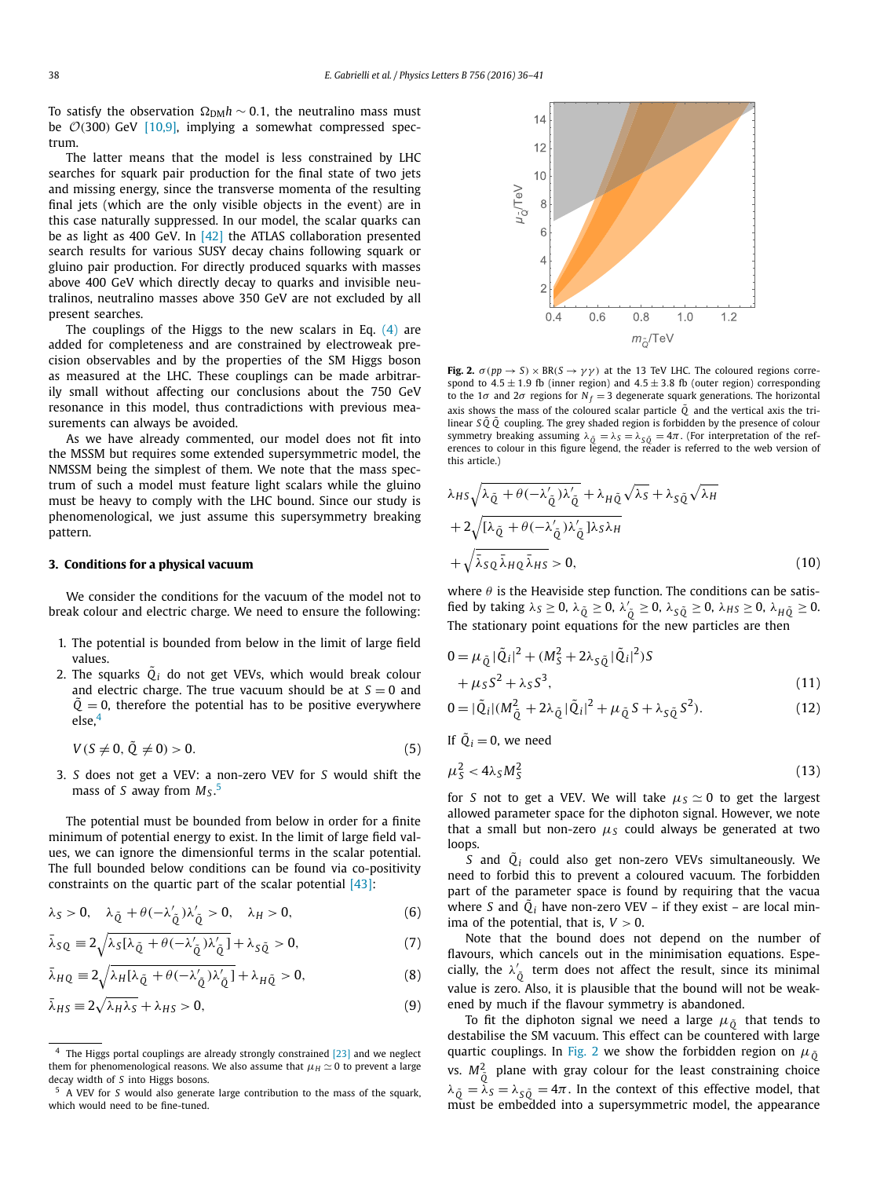To satisfy the observation $\Omega_{\rm DM}h \sim 0.1$, the neutralino mass must be $\mathcal{O}(300)$ GeV [10,9], implying a somewhat compressed spectrum.

The latter means that the model is less constrained by LHC searches for squark pair production for the final state of two jets and missing energy, since the transverse momenta of the resulting final jets (which are the only visible objects in the event) are in this case naturally suppressed. In our model, the scalar quarks can be as light as 400 GeV. In [42] the ATLAS collaboration presented search results for various SUSY decay chains following squark or gluino pair production. For directly produced squarks with masses above 400 GeV which directly decay to quarks and invisible neutralinos, neutralino masses above 350 GeV are not excluded by all present searches.

The couplings of the Higgs to the new scalars in Eq. (4) are added for completeness and are constrained by electroweak precision observables and by the properties of the SM Higgs boson as measured at the LHC. These couplings can be made arbitrarily small without affecting our conclusions about the 750 GeV resonance in this model, thus contradictions with previous measurements can always be avoided.

As we have already commented, our model does not fit into the MSSM but requires some extended supersymmetric model, the NMSSM being the simplest of them. We note that the mass spectrum of such a model must feature light scalars while the gluino must be heavy to comply with the LHC bound. Since our study is phenomenological, we just assume this supersymmetry breaking pattern.

## 3. Conditions for a physical vacuum

We consider the conditions for the vacuum of the model not to break colour and electric charge. We need to ensure the following:

1. The potential is bounded from below in the limit of large field values.
2. The squarks $\tilde{Q}_i$ do not get VEVs, which would break colour and electric charge. The true vacuum should be at $S = 0$ and $\tilde{Q} = 0$, therefore the potential has to be positive everywhere else,[4]

$$V(S \neq 0, \tilde{Q} \neq 0) > 0. \tag{5}$$

3. $S$ does not get a VEV: a non-zero VEV for $S$ would shift the mass of $S$ away from $M_S$.[5]

The potential must be bounded from below in order for a finite minimum of potential energy to exist. In the limit of large field values, we can ignore the dimensionful terms in the scalar potential. The full bounded below conditions can be found via co-positivity constraints on the quartic part of the scalar potential [43]:

$$\lambda_S > 0, \quad \lambda_{\tilde{Q}} + \theta(-\lambda'_{\tilde{Q}})\lambda'_{\tilde{Q}} > 0, \quad \lambda_H > 0, \tag{6}$$

$$\bar{\lambda}_{SQ} \equiv 2\sqrt{\lambda_S[\lambda_{\tilde{Q}} + \theta(-\lambda'_{\tilde{Q}})\lambda'_{\tilde{Q}}]} + \lambda_{S\tilde{Q}} > 0, \tag{7}$$

$$\bar{\lambda}_{HQ} \equiv 2\sqrt{\lambda_H[\lambda_{\tilde{Q}} + \theta(-\lambda'_{\tilde{Q}})\lambda'_{\tilde{Q}}]} + \lambda_{H\tilde{Q}} > 0, \tag{8}$$

$$\bar{\lambda}_{HS} \equiv 2\sqrt{\lambda_H\lambda_S} + \lambda_{HS} > 0, \tag{9}$$

$$\lambda_{HS}\sqrt{\lambda_{\tilde{Q}} + \theta(-\lambda'_{\tilde{Q}})\lambda'_{\tilde{Q}}} + \lambda_{H\tilde{Q}}\sqrt{\lambda_S} + \lambda_{S\tilde{Q}}\sqrt{\lambda_H}$$
$$+ 2\sqrt{[\lambda_{\tilde{Q}} + \theta(-\lambda'_{\tilde{Q}})\lambda'_{\tilde{Q}}]\lambda_S\lambda_H}$$
$$+ \sqrt{\bar{\lambda}_{SQ}\bar{\lambda}_{HQ}\bar{\lambda}_{HS}} > 0, \tag{10}$$

where $\theta$ is the Heaviside step function. The conditions can be satisfied by taking $\lambda_S \geq 0$, $\lambda_{\tilde{Q}} \geq 0$, $\lambda'_{\tilde{Q}} \geq 0$, $\lambda_{S\tilde{Q}} \geq 0$, $\lambda_{HS} \geq 0$, $\lambda_{H\tilde{Q}} \geq 0$. The stationary point equations for the new particles are then

$$0 = \mu_{\tilde{Q}}|\tilde{Q}_i|^2 + (M_S^2 + 2\lambda_{S\tilde{Q}}|\tilde{Q}_i|^2)S + \mu_S S^2 + \lambda_S S^3, \tag{11}$$

$$0 = |\tilde{Q}_i|(M_{\tilde{Q}}^2 + 2\lambda_{\tilde{Q}}|\tilde{Q}_i|^2 + \mu_{\tilde{Q}}S + \lambda_{S\tilde{Q}}S^2). \tag{12}$$

If $\tilde{Q}_i = 0$, we need

$$\mu_S^2 < 4\lambda_S M_S^2 \tag{13}$$

for $S$ not to get a VEV. We will take $\mu_S \simeq 0$ to get the largest allowed parameter space for the diphoton signal. However, we note that a small but non-zero $\mu_S$ could always be generated at two loops.

$S$ and $\tilde{Q}_i$ could also get non-zero VEVs simultaneously. We need to forbid this to prevent a coloured vacuum. The forbidden part of the parameter space is found by requiring that the vacua where $S$ and $\tilde{Q}_i$ have non-zero VEV – if they exist – are local minima of the potential, that is, $V > 0$.

Note that the bound does not depend on the number of flavours, which cancels out in the minimisation equations. Especially, the $\lambda'_{\tilde{Q}}$ term does not affect the result, since its minimal value is zero. Also, it is plausible that the bound will not be weakened by much if the flavour symmetry is abandoned.

To fit the diphoton signal we need a large $\mu_{\tilde{Q}}$ that tends to destabilise the SM vacuum. This effect can be countered with large quartic couplings. In Fig. 2 we show the forbidden region on $\mu_{\tilde{Q}}$ vs. $M_{\tilde{Q}}^2$ plane with gray colour for the least constraining choice $\lambda_{\tilde{Q}} = \lambda_S = \lambda_{S\tilde{Q}} = 4\pi$. In the context of this effective model, that must be embedded into a supersymmetric model, the appearance

**Fig. 2.** $\sigma(pp \to S) \times {\rm BR}(S \to \gamma\gamma)$ at the 13 TeV LHC. The coloured regions correspond to $4.5 \pm 1.9$ fb (inner region) and $4.5 \pm 3.8$ fb (outer region) corresponding to the $1\sigma$ and $2\sigma$ regions for $N_f = 3$ degenerate squark generations. The horizontal axis shows the mass of the coloured scalar particle $\tilde{Q}$ and the vertical axis the trilinear $S\tilde{Q}\tilde{Q}$ coupling. The grey shaded region is forbidden by the presence of colour symmetry breaking assuming $\lambda_{\tilde{Q}} = \lambda_S = \lambda_{S\tilde{Q}} = 4\pi$. (For interpretation of the references to colour in this figure legend, the reader is referred to the web version of this article.)

[4] The Higgs portal couplings are already strongly constrained [23] and we neglect them for phenomenological reasons. We also assume that $\mu_H \simeq 0$ to prevent a large decay width of $S$ into Higgs bosons.

[5] A VEV for $S$ would also generate large contribution to the mass of the squark, which would need to be fine-tuned.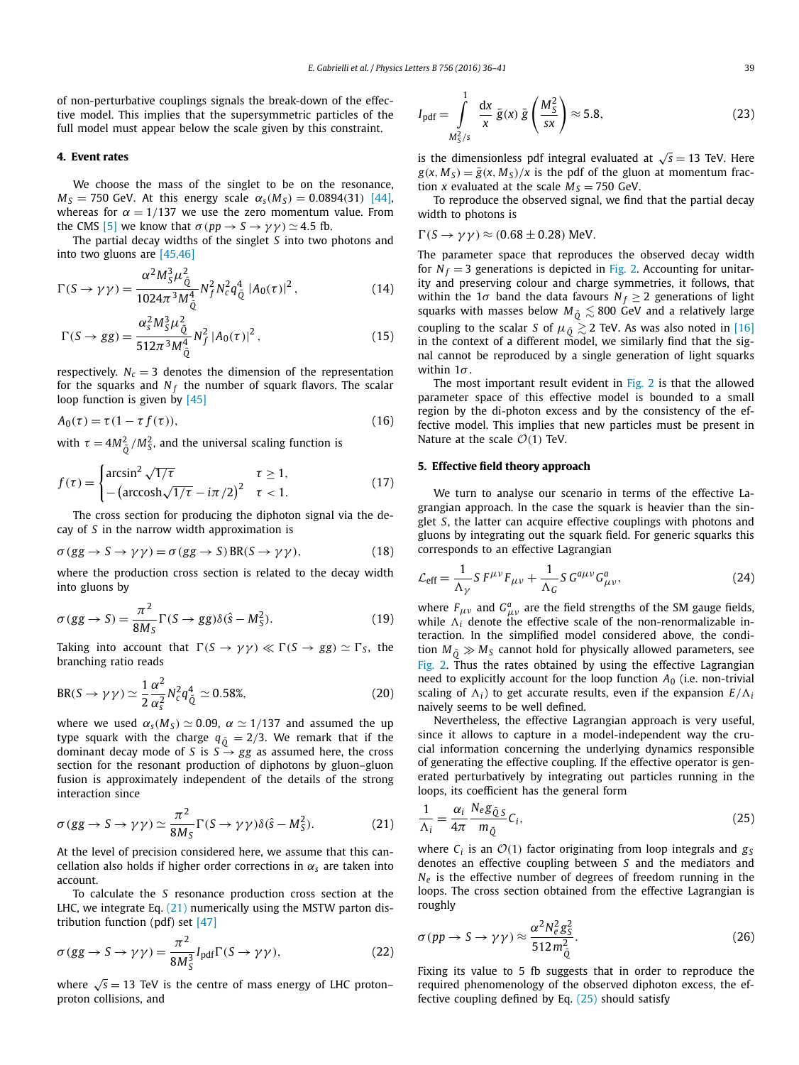of non-perturbative couplings signals the break-down of the effective model. This implies that the supersymmetric particles of the full model must appear below the scale given by this constraint.

## 4. Event rates

We choose the mass of the singlet to be on the resonance, $M_S = 750$ GeV. At this energy scale $\alpha_s(M_S) = 0.0894(31)$ [44], whereas for $\alpha = 1/137$ we use the zero momentum value. From the CMS [5] we know that $\sigma(pp \to S \to \gamma\gamma) \simeq 4.5$ fb.

The partial decay widths of the singlet $S$ into two photons and into two gluons are [45,46]

$$\Gamma(S \to \gamma\gamma) = \frac{\alpha^2 M_S^3 \mu_{\tilde{Q}}^2}{1024\pi^3 M_{\tilde{Q}}^4} N_f^2 N_c^2 q_{\tilde{Q}}^4 \, |A_0(\tau)|^2 \,, \tag{14}$$

$$\Gamma(S \to gg) = \frac{\alpha_s^2 M_S^3 \mu_{\tilde{Q}}^2}{512\pi^3 M_{\tilde{Q}}^4} N_f^2 \, |A_0(\tau)|^2 \,, \tag{15}$$

respectively. $N_c = 3$ denotes the dimension of the representation for the squarks and $N_f$ the number of squark flavors. The scalar loop function is given by [45]

$$A_0(\tau) = \tau(1 - \tau f(\tau)), \tag{16}$$

with $\tau = 4M_{\tilde{Q}}^2/M_S^2$, and the universal scaling function is

$$f(\tau) = \begin{cases} \arcsin^2 \sqrt{1/\tau} & \tau \geq 1, \\ -\left(\text{arccosh}\sqrt{1/\tau} - i\pi/2\right)^2 & \tau < 1. \end{cases} \tag{17}$$

The cross section for producing the diphoton signal via the decay of $S$ in the narrow width approximation is

$$\sigma(gg \to S \to \gamma\gamma) = \sigma(gg \to S)\,\text{BR}(S \to \gamma\gamma), \tag{18}$$

where the production cross section is related to the decay width into gluons by

$$\sigma(gg \to S) = \frac{\pi^2}{8M_S}\Gamma(S \to gg)\delta(\hat{s} - M_S^2). \tag{19}$$

Taking into account that $\Gamma(S \to \gamma\gamma) \ll \Gamma(S \to gg) \simeq \Gamma_S$, the branching ratio reads

$$\text{BR}(S \to \gamma\gamma) \simeq \frac{1}{2}\frac{\alpha^2}{\alpha_s^2} N_c^2 q_{\tilde{Q}}^4 \simeq 0.58\%, \tag{20}$$

where we used $\alpha_s(M_S) \simeq 0.09$, $\alpha \simeq 1/137$ and assumed the up type squark with the charge $q_{\tilde{Q}} = 2/3$. We remark that if the dominant decay mode of $S$ is $S \to gg$ as assumed here, the cross section for the resonant production of diphotons by gluon–gluon fusion is approximately independent of the details of the strong interaction since

$$\sigma(gg \to S \to \gamma\gamma) \simeq \frac{\pi^2}{8M_S}\Gamma(S \to \gamma\gamma)\delta(\hat{s} - M_S^2). \tag{21}$$

At the level of precision considered here, we assume that this cancellation also holds if higher order corrections in $\alpha_s$ are taken into account.

To calculate the $S$ resonance production cross section at the LHC, we integrate Eq. (21) numerically using the MSTW parton distribution function (pdf) set [47]

$$\sigma(gg \to S \to \gamma\gamma) = \frac{\pi^2}{8M_S^3} I_{\text{pdf}}\Gamma(S \to \gamma\gamma), \tag{22}$$

where $\sqrt{s} = 13$ TeV is the centre of mass energy of LHC proton–proton collisions, and

$$I_{\text{pdf}} = \int_{M_S^2/s}^{1} \frac{dx}{x}\,\bar{g}(x)\,\bar{g}\left(\frac{M_S^2}{sx}\right) \approx 5.8, \tag{23}$$

is the dimensionless pdf integral evaluated at $\sqrt{s} = 13$ TeV. Here $g(x, M_S) = \bar{g}(x, M_S)/x$ is the pdf of the gluon at momentum fraction $x$ evaluated at the scale $M_S = 750$ GeV.

To reproduce the observed signal, we find that the partial decay width to photons is

$\Gamma(S \to \gamma\gamma) \approx (0.68 \pm 0.28)$ MeV.

The parameter space that reproduces the observed decay width for $N_f = 3$ generations is depicted in Fig. 2. Accounting for unitarity and preserving colour and charge symmetries, it follows, that within the $1\sigma$ band the data favours $N_f \geq 2$ generations of light squarks with masses below $M_{\tilde{Q}} \lesssim 800$ GeV and a relatively large coupling to the scalar $S$ of $\mu_{\tilde{Q}} \gtrsim 2$ TeV. As was also noted in [16] in the context of a different model, we similarly find that the signal cannot be reproduced by a single generation of light squarks within $1\sigma$.

The most important result evident in Fig. 2 is that the allowed parameter space of this effective model is bounded to a small region by the di-photon excess and by the consistency of the effective model. This implies that new particles must be present in Nature at the scale $\mathcal{O}(1)$ TeV.

## 5. Effective field theory approach

We turn to analyse our scenario in terms of the effective Lagrangian approach. In the case the squark is heavier than the singlet $S$, the latter can acquire effective couplings with photons and gluons by integrating out the squark field. For generic squarks this corresponds to an effective Lagrangian

$$\mathcal{L}_{\text{eff}} = \frac{1}{\Lambda_\gamma} S\,F^{\mu\nu}F_{\mu\nu} + \frac{1}{\Lambda_G} S\,G^{a\mu\nu}G^a_{\mu\nu}, \tag{24}$$

where $F_{\mu\nu}$ and $G^a_{\mu\nu}$ are the field strengths of the SM gauge fields, while $\Lambda_i$ denote the effective scale of the non-renormalizable interaction. In the simplified model considered above, the condition $M_{\tilde{Q}} \gg M_S$ cannot hold for physically allowed parameters, see Fig. 2. Thus the rates obtained by using the effective Lagrangian need to explicitly account for the loop function $A_0$ (i.e. non-trivial scaling of $\Lambda_i$) to get accurate results, even if the expansion $E/\Lambda_i$ naively seems to be well defined.

Nevertheless, the effective Lagrangian approach is very useful, since it allows to capture in a model-independent way the crucial information concerning the underlying dynamics responsible of generating the effective coupling. If the effective operator is generated perturbatively by integrating out particles running in the loops, its coefficient has the general form

$$\frac{1}{\Lambda_i} = \frac{\alpha_i}{4\pi}\frac{N_e g_{\tilde{Q}S}}{m_{\tilde{Q}}} C_i, \tag{25}$$

where $C_i$ is an $\mathcal{O}(1)$ factor originating from loop integrals and $g_S$ denotes an effective coupling between $S$ and the mediators and $N_e$ is the effective number of degrees of freedom running in the loops. The cross section obtained from the effective Lagrangian is roughly

$$\sigma(pp \to S \to \gamma\gamma) \approx \frac{\alpha^2 N_e^2 g_S^2}{512\, m_{\tilde{Q}}^2}. \tag{26}$$

Fixing its value to 5 fb suggests that in order to reproduce the required phenomenology of the observed diphoton excess, the effective coupling defined by Eq. (25) should satisfy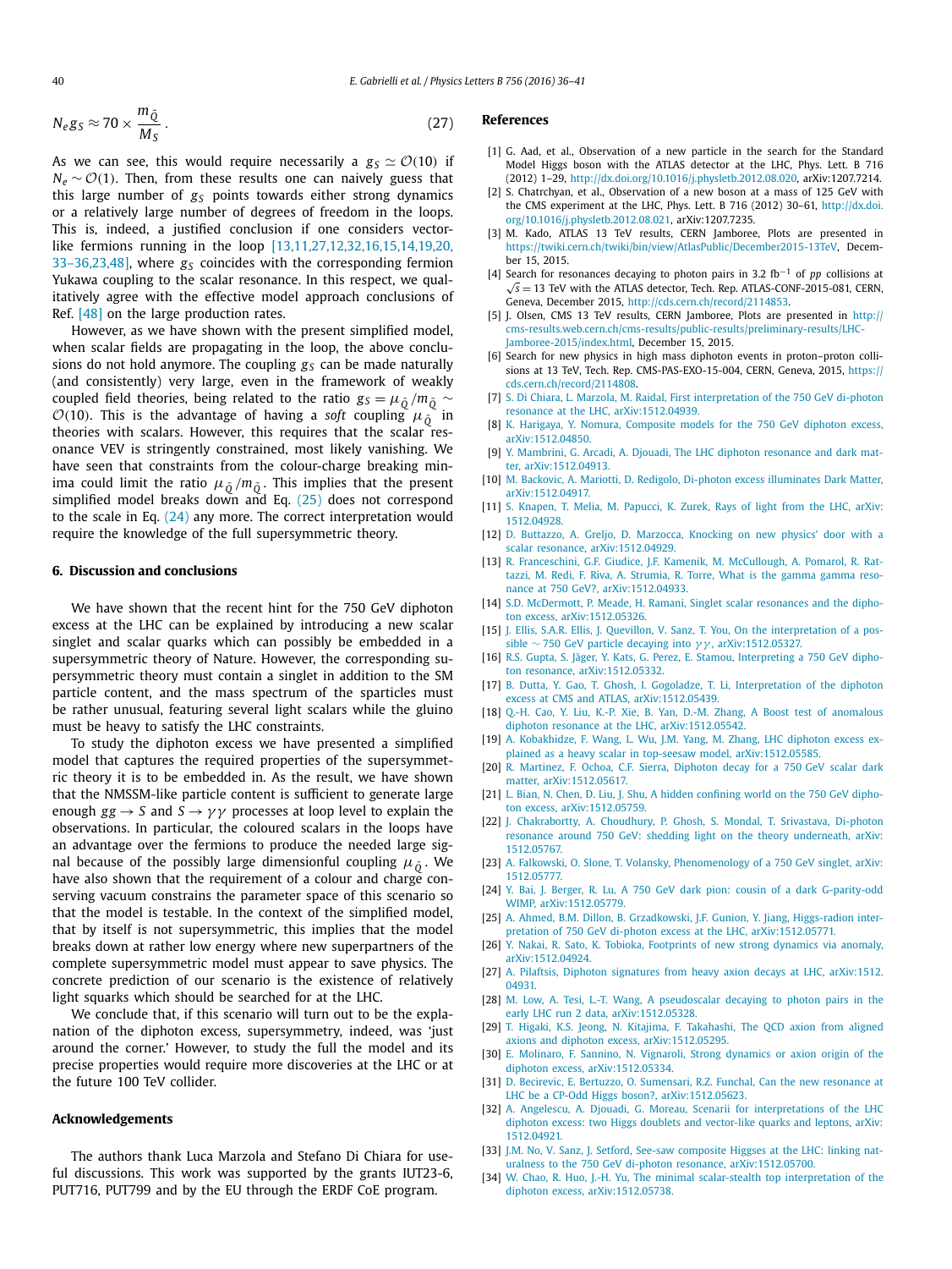$$N_e g_S \approx 70 \times \frac{m_{\tilde{Q}}}{M_S}\,. \tag{27}$$

As we can see, this would require necessarily a $g_S \simeq \mathcal{O}(10)$ if $N_e \sim \mathcal{O}(1)$. Then, from these results one can naively guess that this large number of $g_S$ points towards either strong dynamics or a relatively large number of degrees of freedom in the loops. This is, indeed, a justified conclusion if one considers vector-like fermions running in the loop [13,11,27,12,32,16,15,14,19,20,33–36,23,48], where $g_S$ coincides with the corresponding fermion Yukawa coupling to the scalar resonance. In this respect, we qualitatively agree with the effective model approach conclusions of Ref. [48] on the large production rates.

However, as we have shown with the present simplified model, when scalar fields are propagating in the loop, the above conclusions do not hold anymore. The coupling $g_S$ can be made naturally (and consistently) very large, even in the framework of weakly coupled field theories, being related to the ratio $g_S = \mu_{\tilde{Q}}/m_{\tilde{Q}} \sim \mathcal{O}(10)$. This is the advantage of having a *soft* coupling $\mu_{\tilde{Q}}$ in theories with scalars. However, this requires that the scalar resonance VEV is stringently constrained, most likely vanishing. We have seen that constraints from the colour-charge breaking minima could limit the ratio $\mu_{\tilde{Q}}/m_{\tilde{Q}}$. This implies that the present simplified model breaks down and Eq. (25) does not correspond to the scale in Eq. (24) any more. The correct interpretation would require the knowledge of the full supersymmetric theory.

## 6. Discussion and conclusions

We have shown that the recent hint for the 750 GeV diphoton excess at the LHC can be explained by introducing a new scalar singlet and scalar quarks which can possibly be embedded in a supersymmetric theory of Nature. However, the corresponding supersymmetric theory must contain a singlet in addition to the SM particle content, and the mass spectrum of the sparticles must be rather unusual, featuring several light scalars while the gluino must be heavy to satisfy the LHC constraints.

To study the diphoton excess we have presented a simplified model that captures the required properties of the supersymmetric theory it is to be embedded in. As the result, we have shown that the NMSSM-like particle content is sufficient to generate large enough $gg \to S$ and $S \to \gamma\gamma$ processes at loop level to explain the observations. In particular, the coloured scalars in the loops have an advantage over the fermions to produce the needed large signal because of the possibly large dimensionful coupling $\mu_{\tilde{Q}}$. We have also shown that the requirement of a colour and charge conserving vacuum constrains the parameter space of this scenario so that the model is testable. In the context of the simplified model, that by itself is not supersymmetric, this implies that the model breaks down at rather low energy where new superpartners of the complete supersymmetric model must appear to save physics. The concrete prediction of our scenario is the existence of relatively light squarks which should be searched for at the LHC.

We conclude that, if this scenario will turn out to be the explanation of the diphoton excess, supersymmetry, indeed, was 'just around the corner.' However, to study the full the model and its precise properties would require more discoveries at the LHC or at the future 100 TeV collider.

## Acknowledgements

The authors thank Luca Marzola and Stefano Di Chiara for useful discussions. This work was supported by the grants IUT23-6, PUT716, PUT799 and by the EU through the ERDF CoE program.

## References

[1] G. Aad, et al., Observation of a new particle in the search for the Standard Model Higgs boson with the ATLAS detector at the LHC, Phys. Lett. B 716 (2012) 1–29, http://dx.doi.org/10.1016/j.physletb.2012.08.020, arXiv:1207.7214.

[2] S. Chatrchyan, et al., Observation of a new boson at a mass of 125 GeV with the CMS experiment at the LHC, Phys. Lett. B 716 (2012) 30–61, http://dx.doi.org/10.1016/j.physletb.2012.08.021, arXiv:1207.7235.

[3] M. Kado, ATLAS 13 TeV results, CERN Jamboree, Plots are presented in https://twiki.cern.ch/twiki/bin/view/AtlasPublic/December2015-13TeV, December 15, 2015.

[4] Search for resonances decaying to photon pairs in 3.2 fb$^{-1}$ of $pp$ collisions at $\sqrt{s} = 13$ TeV with the ATLAS detector, Tech. Rep. ATLAS-CONF-2015-081, CERN, Geneva, December 2015, http://cds.cern.ch/record/2114853.

[5] J. Olsen, CMS 13 TeV results, CERN Jamboree, Plots are presented in http://cms-results.web.cern.ch/cms-results/public-results/preliminary-results/LHC-Jamboree-2015/index.html, December 15, 2015.

[6] Search for new physics in high mass diphoton events in proton–proton collisions at 13 TeV, Tech. Rep. CMS-PAS-EXO-15-004, CERN, Geneva, 2015, https://cds.cern.ch/record/2114808.

[7] S. Di Chiara, L. Marzola, M. Raidal, First interpretation of the 750 GeV di-photon resonance at the LHC, arXiv:1512.04939.

[8] K. Harigaya, Y. Nomura, Composite models for the 750 GeV diphoton excess, arXiv:1512.04850.

[9] Y. Mambrini, G. Arcadi, A. Djouadi, The LHC diphoton resonance and dark matter, arXiv:1512.04913.

[10] M. Backovic, A. Mariotti, D. Redigolo, Di-photon excess illuminates Dark Matter, arXiv:1512.04917.

[11] S. Knapen, T. Melia, M. Papucci, K. Zurek, Rays of light from the LHC, arXiv:1512.04928.

[12] D. Buttazzo, A. Greljo, D. Marzocca, Knocking on new physics' door with a scalar resonance, arXiv:1512.04929.

[13] R. Franceschini, G.F. Giudice, J.F. Kamenik, M. McCullough, A. Pomarol, R. Rattazzi, M. Redi, F. Riva, A. Strumia, R. Torre, What is the gamma gamma resonance at 750 GeV?, arXiv:1512.04933.

[14] S.D. McDermott, P. Meade, H. Ramani, Singlet scalar resonances and the diphoton excess, arXiv:1512.05326.

[15] J. Ellis, S.A.R. Ellis, J. Quevillon, V. Sanz, T. You, On the interpretation of a possible ∼ 750 GeV particle decaying into $\gamma\gamma$, arXiv:1512.05327.

[16] R.S. Gupta, S. Jäger, Y. Kats, G. Perez, E. Stamou, Interpreting a 750 GeV diphoton resonance, arXiv:1512.05332.

[17] B. Dutta, Y. Gao, T. Ghosh, I. Gogoladze, T. Li, Interpretation of the diphoton excess at CMS and ATLAS, arXiv:1512.05439.

[18] Q.-H. Cao, Y. Liu, K.-P. Xie, B. Yan, D.-M. Zhang, A Boost test of anomalous diphoton resonance at the LHC, arXiv:1512.05542.

[19] A. Kobakhidze, F. Wang, L. Wu, J.M. Yang, M. Zhang, LHC diphoton excess explained as a heavy scalar in top-seesaw model, arXiv:1512.05585.

[20] R. Martinez, F. Ochoa, C.F. Sierra, Diphoton decay for a 750 GeV scalar dark matter, arXiv:1512.05617.

[21] L. Bian, N. Chen, D. Liu, J. Shu, A hidden confining world on the 750 GeV diphoton excess, arXiv:1512.05759.

[22] J. Chakrabortty, A. Choudhury, P. Ghosh, S. Mondal, T. Srivastava, Di-photon resonance around 750 GeV: shedding light on the theory underneath, arXiv:1512.05767.

[23] A. Falkowski, O. Slone, T. Volansky, Phenomenology of a 750 GeV singlet, arXiv:1512.05777.

[24] Y. Bai, J. Berger, R. Lu, A 750 GeV dark pion: cousin of a dark G-parity-odd WIMP, arXiv:1512.05779.

[25] A. Ahmed, B.M. Dillon, B. Grzadkowski, J.F. Gunion, Y. Jiang, Higgs-radion interpretation of 750 GeV di-photon excess at the LHC, arXiv:1512.05771.

[26] Y. Nakai, R. Sato, K. Tobioka, Footprints of new strong dynamics via anomaly, arXiv:1512.04924.

[27] A. Pilaftsis, Diphoton signatures from heavy axion decays at LHC, arXiv:1512.04931.

[28] M. Low, A. Tesi, L.-T. Wang, A pseudoscalar decaying to photon pairs in the early LHC run 2 data, arXiv:1512.05328.

[29] T. Higaki, K.S. Jeong, N. Kitajima, F. Takahashi, The QCD axion from aligned axions and diphoton excess, arXiv:1512.05295.

[30] E. Molinaro, F. Sannino, N. Vignaroli, Strong dynamics or axion origin of the diphoton excess, arXiv:1512.05334.

[31] D. Becirevic, E. Bertuzzo, O. Sumensari, R.Z. Funchal, Can the new resonance at LHC be a CP-Odd Higgs boson?, arXiv:1512.05623.

[32] A. Angelescu, A. Djouadi, G. Moreau, Scenarii for interpretations of the LHC diphoton excess: two Higgs doublets and vector-like quarks and leptons, arXiv:1512.04921.

[33] J.M. No, V. Sanz, J. Setford, See-saw composite Higgses at the LHC: linking naturalness to the 750 GeV di-photon resonance, arXiv:1512.05700.

[34] W. Chao, R. Huo, J.-H. Yu, The minimal scalar-stealth top interpretation of the diphoton excess, arXiv:1512.05738.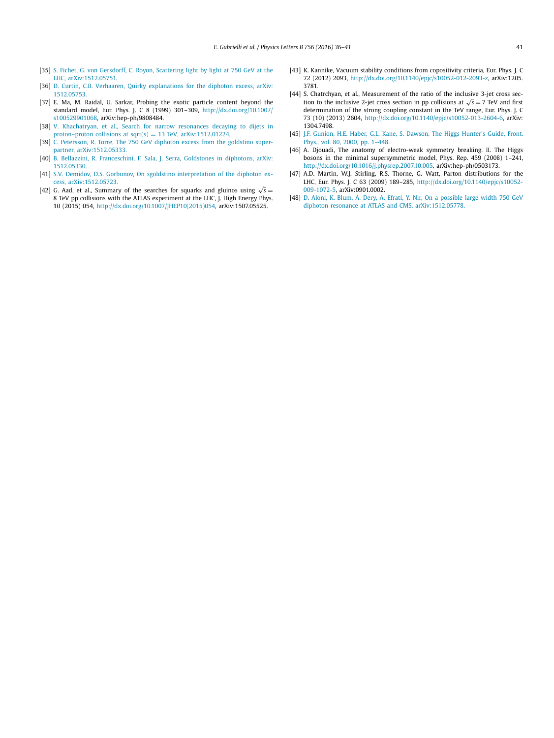[35] S. Fichet, G. von Gersdorff, C. Royon, Scattering light by light at 750 GeV at the LHC, arXiv:1512.05751.

[36] D. Curtin, C.B. Verhaaren, Quirky explanations for the diphoton excess, arXiv:1512.05753.

[37] E. Ma, M. Raidal, U. Sarkar, Probing the exotic particle content beyond the standard model, Eur. Phys. J. C 8 (1999) 301–309, http://dx.doi.org/10.1007/s100529901068, arXiv:hep-ph/9808484.

[38] V. Khachatryan, et al., Search for narrow resonances decaying to dijets in proton–proton collisions at sqrt(s) = 13 TeV, arXiv:1512.01224.

[39] C. Petersson, R. Torre, The 750 GeV diphoton excess from the goldstino superpartner, arXiv:1512.05333.

[40] B. Bellazzini, R. Franceschini, F. Sala, J. Serra, Goldstones in diphotons, arXiv:1512.05330.

[41] S.V. Demidov, D.S. Gorbunov, On sgoldstino interpretation of the diphoton excess, arXiv:1512.05723.

[42] G. Aad, et al., Summary of the searches for squarks and gluinos using $\sqrt{s} = 8$ TeV pp collisions with the ATLAS experiment at the LHC, J. High Energy Phys. 10 (2015) 054, http://dx.doi.org/10.1007/JHEP10(2015)054, arXiv:1507.05525.

[43] K. Kannike, Vacuum stability conditions from copositivity criteria, Eur. Phys. J. C 72 (2012) 2093, http://dx.doi.org/10.1140/epjc/s10052-012-2093-z, arXiv:1205.3781.

[44] S. Chatrchyan, et al., Measurement of the ratio of the inclusive 3-jet cross section to the inclusive 2-jet cross section in pp collisions at $\sqrt{s} = 7$ TeV and first determination of the strong coupling constant in the TeV range, Eur. Phys. J. C 73 (10) (2013) 2604, http://dx.doi.org/10.1140/epjc/s10052-013-2604-6, arXiv:1304.7498.

[45] J.F. Gunion, H.E. Haber, G.L. Kane, S. Dawson, The Higgs Hunter's Guide, Front. Phys., vol. 80, 2000, pp. 1–448.

[46] A. Djouadi, The anatomy of electro-weak symmetry breaking. II. The Higgs bosons in the minimal supersymmetric model, Phys. Rep. 459 (2008) 1–241, http://dx.doi.org/10.1016/j.physrep.2007.10.005, arXiv:hep-ph/0503173.

[47] A.D. Martin, W.J. Stirling, R.S. Thorne, G. Watt, Parton distributions for the LHC, Eur. Phys. J. C 63 (2009) 189–285, http://dx.doi.org/10.1140/epjc/s10052-009-1072-5, arXiv:0901.0002.

[48] D. Aloni, K. Blum, A. Dery, A. Efrati, Y. Nir, On a possible large width 750 GeV diphoton resonance at ATLAS and CMS, arXiv:1512.05778.